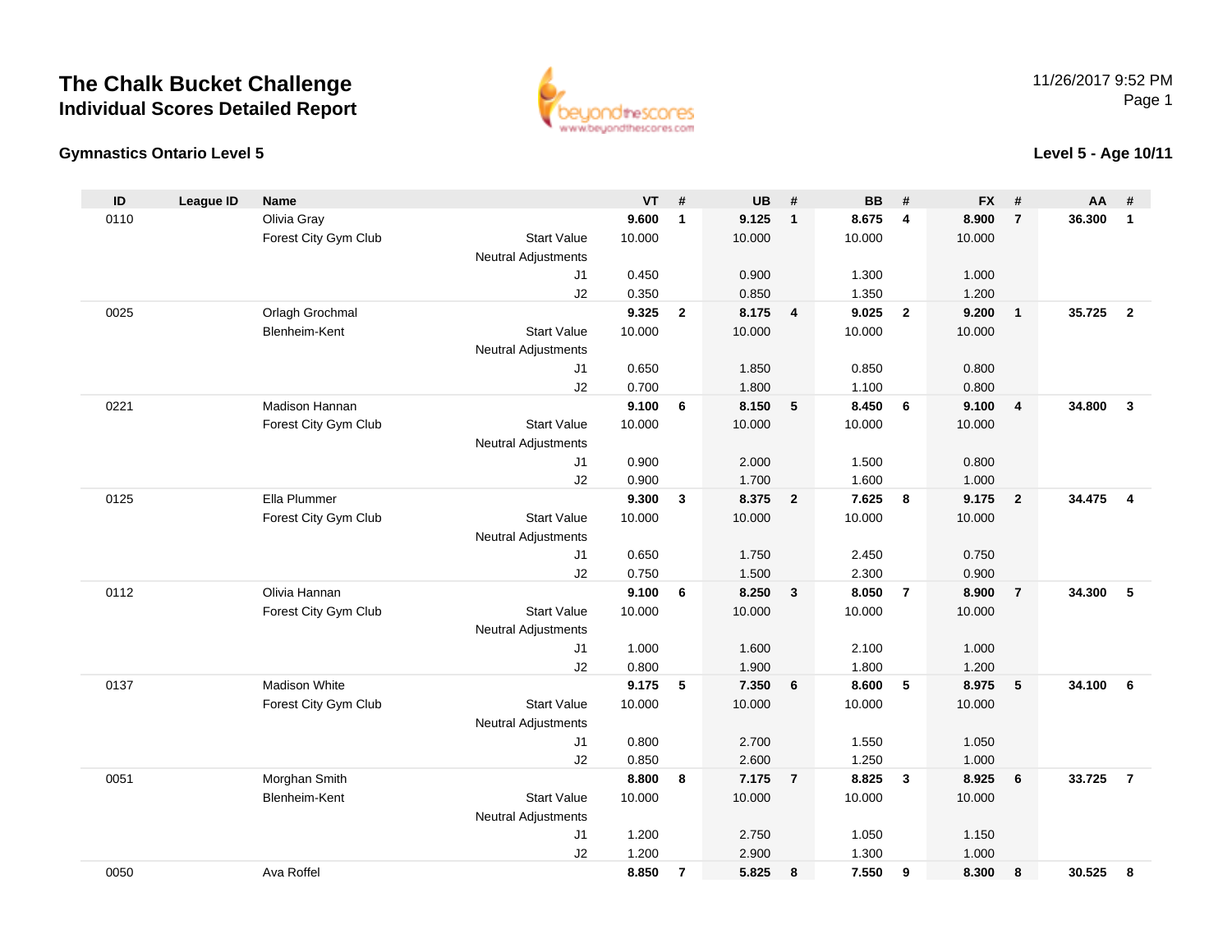# The Chalk Bucket Challenge

## Individual Scores Detailed Report

11/26/2017 9:52 PM

### Gymnastics Ontario Level 5

### Level 5 - Age 10/11

| ID | League ID | Name | | VT | # | UB | # | BB | # | FX | # | AA | # |
|---|---|---|---|---|---|---|---|---|---|---|---|---|---|
| 0110 | | Olivia Gray | | **9.600** | **1** | **9.125** | **1** | **8.675** | **4** | **8.900** | **7** | **36.300** | **1** |
| | | Forest City Gym Club | Start Value | 10.000 | | 10.000 | | 10.000 | | 10.000 | | | |
| | | | Neutral Adjustments | | | | | | | | | | |
| | | | J1 | 0.450 | | 0.900 | | 1.300 | | 1.000 | | | |
| | | | J2 | 0.350 | | 0.850 | | 1.350 | | 1.200 | | | |
| 0025 | | Orlagh Grochmal | | **9.325** | **2** | **8.175** | **4** | **9.025** | **2** | **9.200** | **1** | **35.725** | **2** |
| | | Blenheim-Kent | Start Value | 10.000 | | 10.000 | | 10.000 | | 10.000 | | | |
| | | | Neutral Adjustments | | | | | | | | | | |
| | | | J1 | 0.650 | | 1.850 | | 0.850 | | 0.800 | | | |
| | | | J2 | 0.700 | | 1.800 | | 1.100 | | 0.800 | | | |
| 0221 | | Madison Hannan | | **9.100** | **6** | **8.150** | **5** | **8.450** | **6** | **9.100** | **4** | **34.800** | **3** |
| | | Forest City Gym Club | Start Value | 10.000 | | 10.000 | | 10.000 | | 10.000 | | | |
| | | | Neutral Adjustments | | | | | | | | | | |
| | | | J1 | 0.900 | | 2.000 | | 1.500 | | 0.800 | | | |
| | | | J2 | 0.900 | | 1.700 | | 1.600 | | 1.000 | | | |
| 0125 | | Ella Plummer | | **9.300** | **3** | **8.375** | **2** | **7.625** | **8** | **9.175** | **2** | **34.475** | **4** |
| | | Forest City Gym Club | Start Value | 10.000 | | 10.000 | | 10.000 | | 10.000 | | | |
| | | | Neutral Adjustments | | | | | | | | | | |
| | | | J1 | 0.650 | | 1.750 | | 2.450 | | 0.750 | | | |
| | | | J2 | 0.750 | | 1.500 | | 2.300 | | 0.900 | | | |
| 0112 | | Olivia Hannan | | **9.100** | **6** | **8.250** | **3** | **8.050** | **7** | **8.900** | **7** | **34.300** | **5** |
| | | Forest City Gym Club | Start Value | 10.000 | | 10.000 | | 10.000 | | 10.000 | | | |
| | | | Neutral Adjustments | | | | | | | | | | |
| | | | J1 | 1.000 | | 1.600 | | 2.100 | | 1.000 | | | |
| | | | J2 | 0.800 | | 1.900 | | 1.800 | | 1.200 | | | |
| 0137 | | Madison White | | **9.175** | **5** | **7.350** | **6** | **8.600** | **5** | **8.975** | **5** | **34.100** | **6** |
| | | Forest City Gym Club | Start Value | 10.000 | | 10.000 | | 10.000 | | 10.000 | | | |
| | | | Neutral Adjustments | | | | | | | | | | |
| | | | J1 | 0.800 | | 2.700 | | 1.550 | | 1.050 | | | |
| | | | J2 | 0.850 | | 2.600 | | 1.250 | | 1.000 | | | |
| 0051 | | Morghan Smith | | **8.800** | **8** | **7.175** | **7** | **8.825** | **3** | **8.925** | **6** | **33.725** | **7** |
| | | Blenheim-Kent | Start Value | 10.000 | | 10.000 | | 10.000 | | 10.000 | | | |
| | | | Neutral Adjustments | | | | | | | | | | |
| | | | J1 | 1.200 | | 2.750 | | 1.050 | | 1.150 | | | |
| | | | J2 | 1.200 | | 2.900 | | 1.300 | | 1.000 | | | |
| 0050 | | Ava Roffel | | **8.850** | **7** | **5.825** | **8** | **7.550** | **9** | **8.300** | **8** | **30.525** | **8** |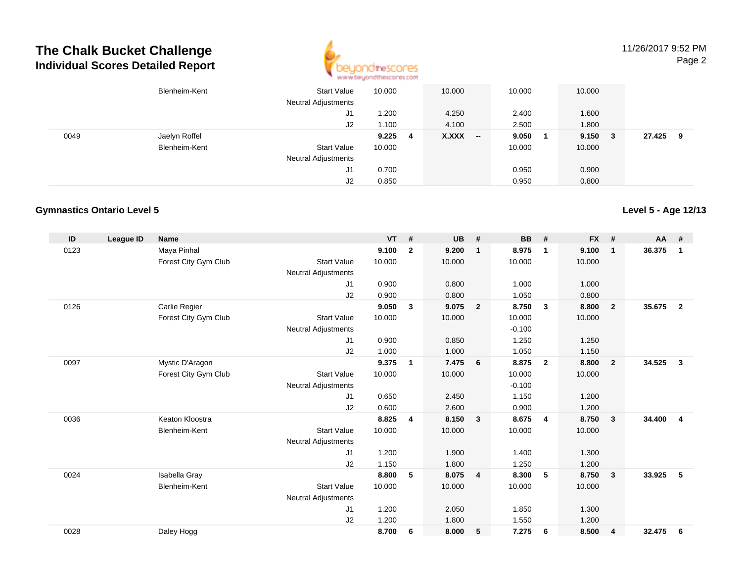| ID | League ID | Name | | VT | # | UB | # | BB | # | FX | # | AA | # |
|---|---|---|---|---|---|---|---|---|---|---|---|---|---|
| | | Blenheim-Kent | Start Value | 10.000 | | 10.000 | | 10.000 | | 10.000 | | | |
| | | | Neutral Adjustments | | | | | | | | | | |
| | | | J1 | 1.200 | | 4.250 | | 2.400 | | 1.600 | | | |
| | | | J2 | 1.100 | | 4.100 | | 2.500 | | 1.800 | | | |
| 0049 | | Jaelyn Roffel | | **9.225** | **4** | **X.XXX** | **--** | **9.050** | **1** | **9.150** | **3** | **27.425** | **9** |
| | | Blenheim-Kent | Start Value | 10.000 | | | | 10.000 | | 10.000 | | | |
| | | | Neutral Adjustments | | | | | | | | | | |
| | | | J1 | 0.700 | | | | 0.950 | | 0.900 | | | |
| | | | J2 | 0.850 | | | | 0.950 | | 0.800 | | | |

## Gymnastics Ontario Level 5

**Level 5 - Age 12/13**

| ID | League ID | Name | | VT | # | UB | # | BB | # | FX | # | AA | # |
|---|---|---|---|---|---|---|---|---|---|---|---|---|---|
| 0123 | | Maya Pinhal | | **9.100** | **2** | **9.200** | **1** | **8.975** | **1** | **9.100** | **1** | **36.375** | **1** |
| | | Forest City Gym Club | Start Value | 10.000 | | 10.000 | | 10.000 | | 10.000 | | | |
| | | | Neutral Adjustments | | | | | | | | | | |
| | | | J1 | 0.900 | | 0.800 | | 1.000 | | 1.000 | | | |
| | | | J2 | 0.900 | | 0.800 | | 1.050 | | 0.800 | | | |
| 0126 | | Carlie Regier | | **9.050** | **3** | **9.075** | **2** | **8.750** | **3** | **8.800** | **2** | **35.675** | **2** |
| | | Forest City Gym Club | Start Value | 10.000 | | 10.000 | | 10.000 | | 10.000 | | | |
| | | | Neutral Adjustments | | | | | -0.100 | | | | | |
| | | | J1 | 0.900 | | 0.850 | | 1.250 | | 1.250 | | | |
| | | | J2 | 1.000 | | 1.000 | | 1.050 | | 1.150 | | | |
| 0097 | | Mystic D'Aragon | | **9.375** | **1** | **7.475** | **6** | **8.875** | **2** | **8.800** | **2** | **34.525** | **3** |
| | | Forest City Gym Club | Start Value | 10.000 | | 10.000 | | 10.000 | | 10.000 | | | |
| | | | Neutral Adjustments | | | | | -0.100 | | | | | |
| | | | J1 | 0.650 | | 2.450 | | 1.150 | | 1.200 | | | |
| | | | J2 | 0.600 | | 2.600 | | 0.900 | | 1.200 | | | |
| 0036 | | Keaton Kloostra | | **8.825** | **4** | **8.150** | **3** | **8.675** | **4** | **8.750** | **3** | **34.400** | **4** |
| | | Blenheim-Kent | Start Value | 10.000 | | 10.000 | | 10.000 | | 10.000 | | | |
| | | | Neutral Adjustments | | | | | | | | | | |
| | | | J1 | 1.200 | | 1.900 | | 1.400 | | 1.300 | | | |
| | | | J2 | 1.150 | | 1.800 | | 1.250 | | 1.200 | | | |
| 0024 | | Isabella Gray | | **8.800** | **5** | **8.075** | **4** | **8.300** | **5** | **8.750** | **3** | **33.925** | **5** |
| | | Blenheim-Kent | Start Value | 10.000 | | 10.000 | | 10.000 | | 10.000 | | | |
| | | | Neutral Adjustments | | | | | | | | | | |
| | | | J1 | 1.200 | | 2.050 | | 1.850 | | 1.300 | | | |
| | | | J2 | 1.200 | | 1.800 | | 1.550 | | 1.200 | | | |
| 0028 | | Daley Hogg | | **8.700** | **6** | **8.000** | **5** | **7.275** | **6** | **8.500** | **4** | **32.475** | **6** |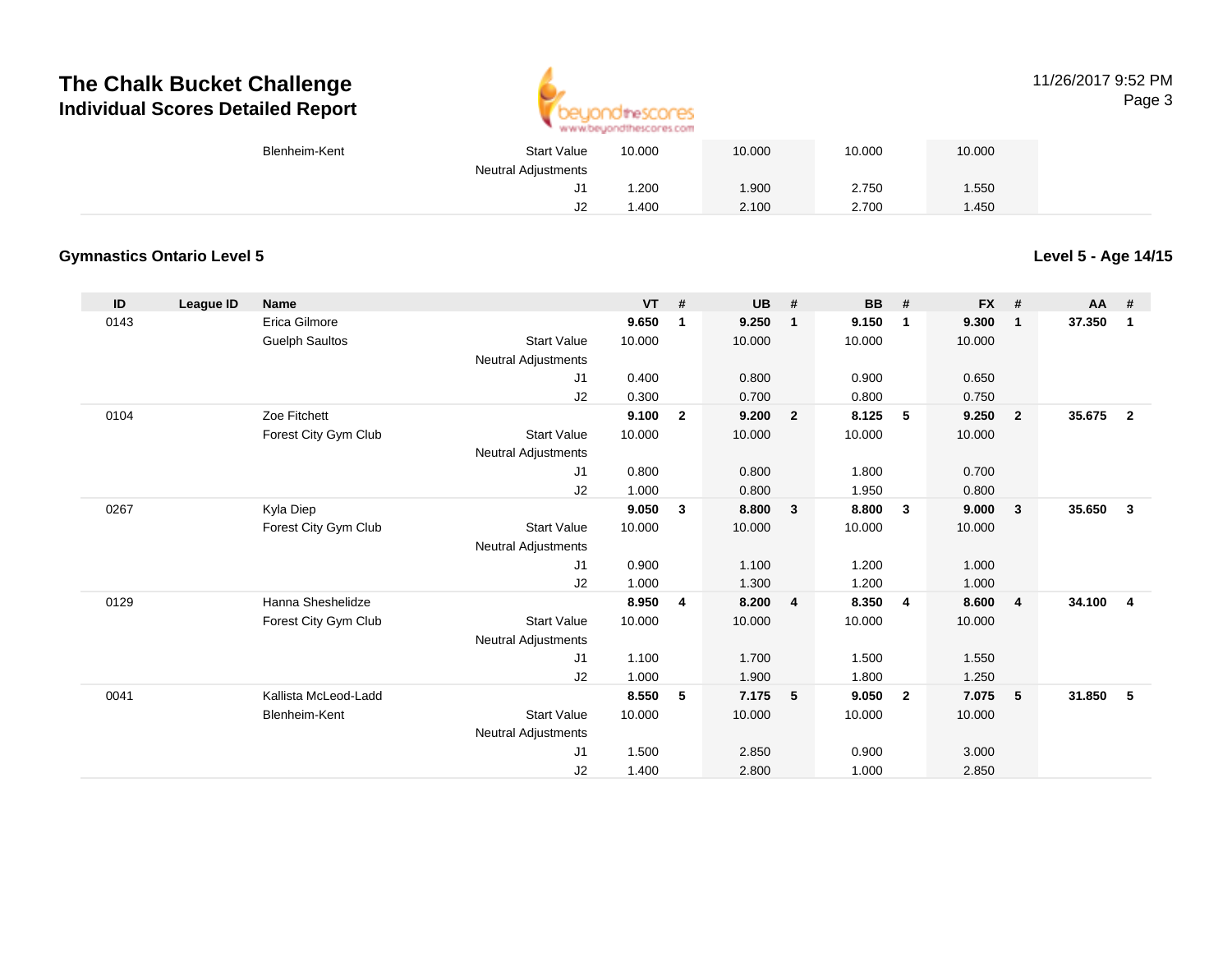| | | | | VT | # | UB | # | BB | # | FX | # | AA | # |
|---|---|---|---|---|---|---|---|---|---|---|---|---|---|
| | | Blenheim-Kent | Start Value | 10.000 | | 10.000 | | 10.000 | | 10.000 | | | |
| | | | Neutral Adjustments | | | | | | | | | | |
| | | | J1 | 1.200 | | 1.900 | | 2.750 | | 1.550 | | | |
| | | | J2 | 1.400 | | 2.100 | | 2.700 | | 1.450 | | | |

**Gymnastics Ontario Level 5**

**Level 5 - Age 14/15**

| ID | League ID | Name | | VT | # | UB | # | BB | # | FX | # | AA | # |
|---|---|---|---|---|---|---|---|---|---|---|---|---|---|
| 0143 | | Erica Gilmore | | **9.650** | **1** | **9.250** | **1** | **9.150** | **1** | **9.300** | **1** | **37.350** | **1** |
| | | Guelph Saultos | Start Value | 10.000 | | 10.000 | | 10.000 | | 10.000 | | | |
| | | | Neutral Adjustments | | | | | | | | | | |
| | | | J1 | 0.400 | | 0.800 | | 0.900 | | 0.650 | | | |
| | | | J2 | 0.300 | | 0.700 | | 0.800 | | 0.750 | | | |
| 0104 | | Zoe Fitchett | | **9.100** | **2** | **9.200** | **2** | **8.125** | **5** | **9.250** | **2** | **35.675** | **2** |
| | | Forest City Gym Club | Start Value | 10.000 | | 10.000 | | 10.000 | | 10.000 | | | |
| | | | Neutral Adjustments | | | | | | | | | | |
| | | | J1 | 0.800 | | 0.800 | | 1.800 | | 0.700 | | | |
| | | | J2 | 1.000 | | 0.800 | | 1.950 | | 0.800 | | | |
| 0267 | | Kyla Diep | | **9.050** | **3** | **8.800** | **3** | **8.800** | **3** | **9.000** | **3** | **35.650** | **3** |
| | | Forest City Gym Club | Start Value | 10.000 | | 10.000 | | 10.000 | | 10.000 | | | |
| | | | Neutral Adjustments | | | | | | | | | | |
| | | | J1 | 0.900 | | 1.100 | | 1.200 | | 1.000 | | | |
| | | | J2 | 1.000 | | 1.300 | | 1.200 | | 1.000 | | | |
| 0129 | | Hanna Sheshelidze | | **8.950** | **4** | **8.200** | **4** | **8.350** | **4** | **8.600** | **4** | **34.100** | **4** |
| | | Forest City Gym Club | Start Value | 10.000 | | 10.000 | | 10.000 | | 10.000 | | | |
| | | | Neutral Adjustments | | | | | | | | | | |
| | | | J1 | 1.100 | | 1.700 | | 1.500 | | 1.550 | | | |
| | | | J2 | 1.000 | | 1.900 | | 1.800 | | 1.250 | | | |
| 0041 | | Kallista McLeod-Ladd | | **8.550** | **5** | **7.175** | **5** | **9.050** | **2** | **7.075** | **5** | **31.850** | **5** |
| | | Blenheim-Kent | Start Value | 10.000 | | 10.000 | | 10.000 | | 10.000 | | | |
| | | | Neutral Adjustments | | | | | | | | | | |
| | | | J1 | 1.500 | | 2.850 | | 0.900 | | 3.000 | | | |
| | | | J2 | 1.400 | | 2.800 | | 1.000 | | 2.850 | | | |